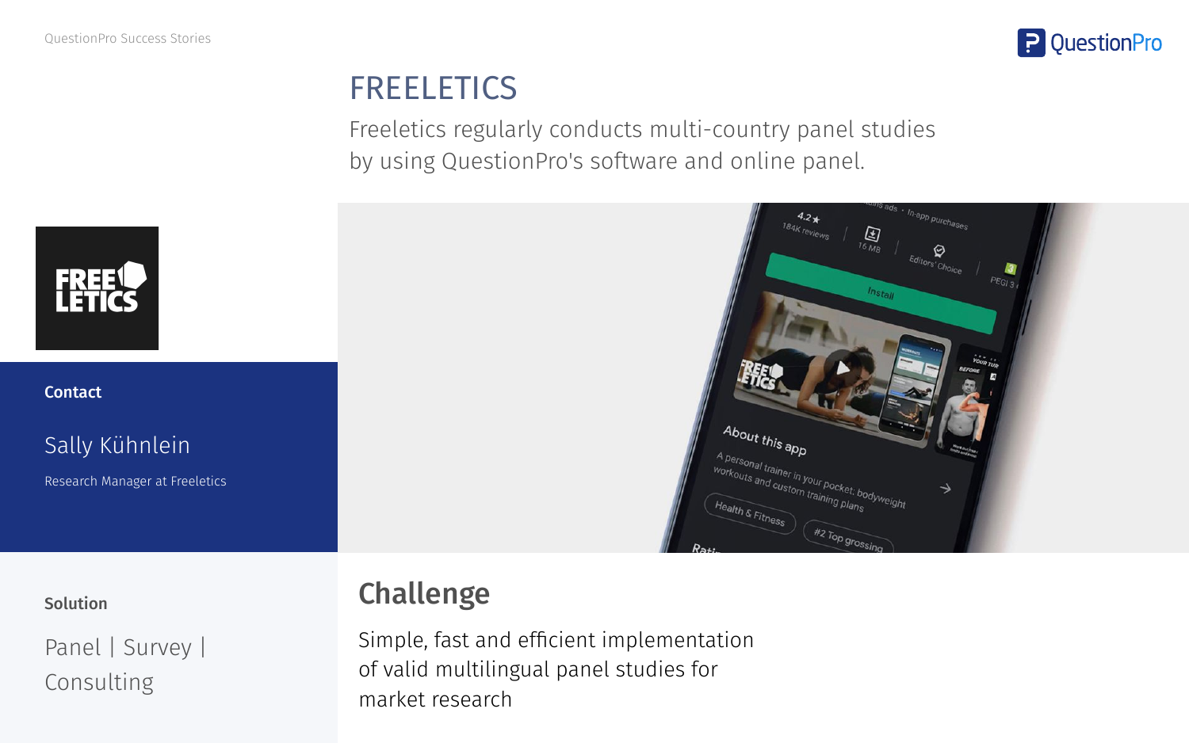# FREELETICS

Freeletics regularly conducts multi-country panel studies by using QuestionPro's software and online panel.

**Contact**

Sally Kühnlein

Research Manager at Freeletics

**Solution**

Panel | Survey | Consulting

## Challenge

Simple, fast and efficient implementation of valid multilingual panel studies for market research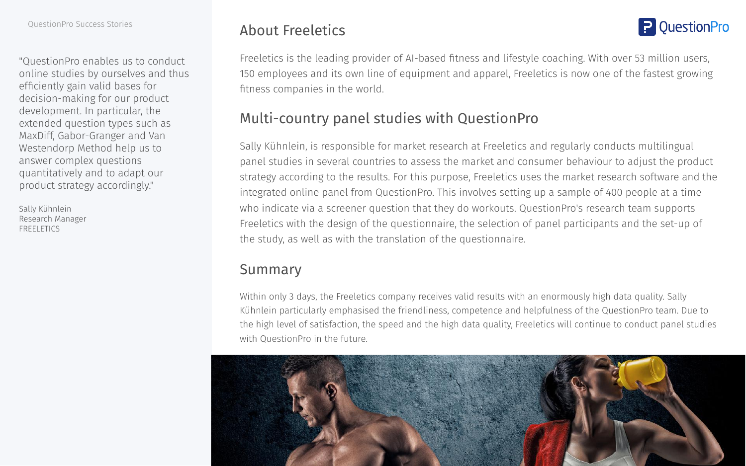QuestionPro Success Stories

"QuestionPro enables us to conduct online studies by ourselves and thus efficiently gain valid bases for decision-making for our product development. In particular, the extended question types such as MaxDiff, Gabor-Granger and Van Westendorp Method help us to answer complex questions quantitatively and to adapt our product strategy accordingly."

Sally Kühnlein
Research Manager
FREELETICS

## About Freeletics

Freeletics is the leading provider of AI-based fitness and lifestyle coaching. With over 53 million users, 150 employees and its own line of equipment and apparel, Freeletics is now one of the fastest growing fitness companies in the world.

## Multi-country panel studies with QuestionPro

Sally Kühnlein, is responsible for market research at Freeletics and regularly conducts multilingual panel studies in several countries to assess the market and consumer behaviour to adjust the product strategy according to the results. For this purpose, Freeletics uses the market research software and the integrated online panel from QuestionPro. This involves setting up a sample of 400 people at a time who indicate via a screener question that they do workouts. QuestionPro's research team supports Freeletics with the design of the questionnaire, the selection of panel participants and the set-up of the study, as well as with the translation of the questionnaire.

## Summary

Within only 3 days, the Freeletics company receives valid results with an enormously high data quality. Sally Kühnlein particularly emphasised the friendliness, competence and helpfulness of the QuestionPro team. Due to the high level of satisfaction, the speed and the high data quality, Freeletics will continue to conduct panel studies with QuestionPro in the future.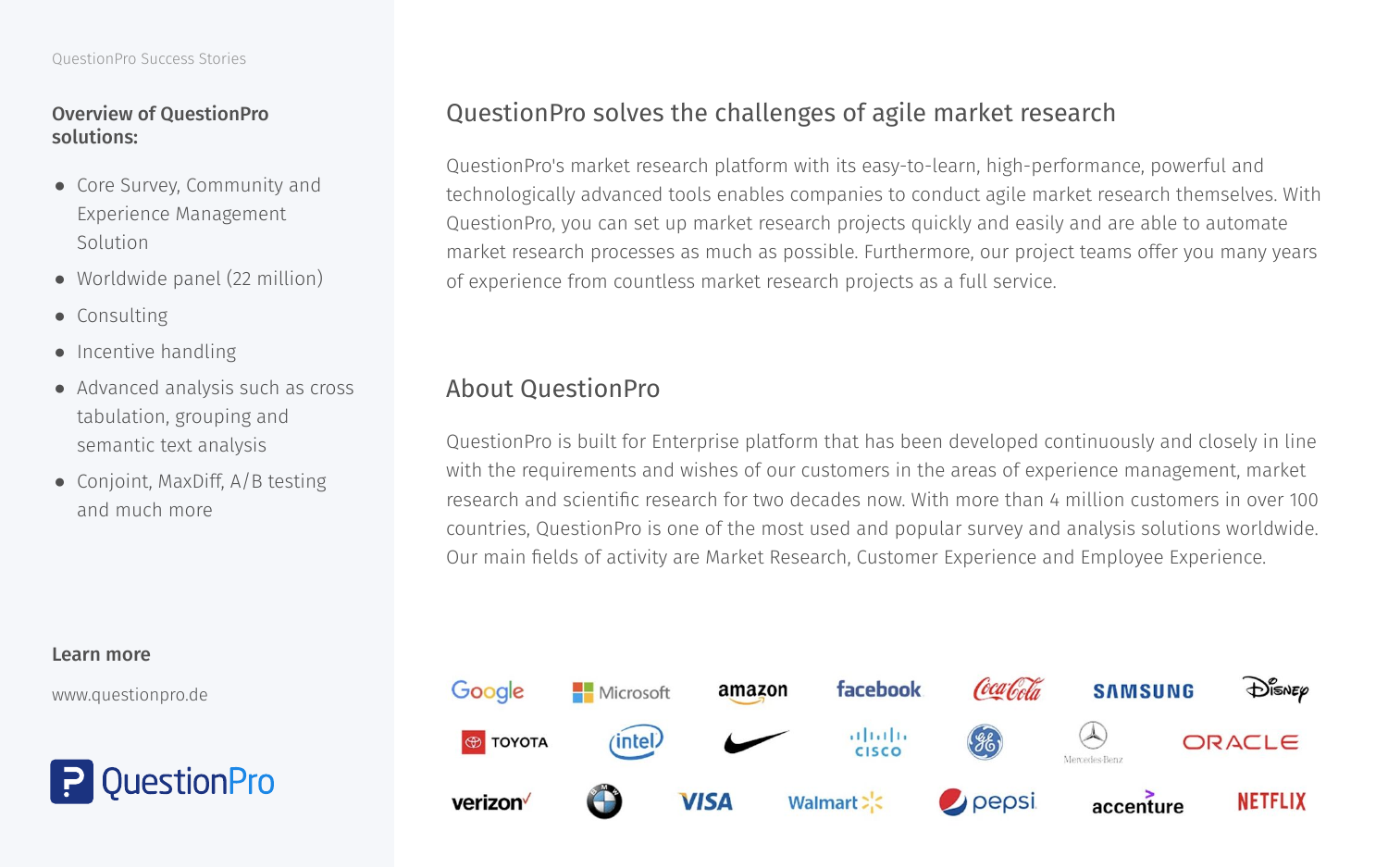QuestionPro Success Stories

**Overview of QuestionPro solutions:**

- Core Survey, Community and Experience Management Solution
- Worldwide panel (22 million)
- Consulting
- Incentive handling
- Advanced analysis such as cross tabulation, grouping and semantic text analysis
- Conjoint, MaxDiff, A/B testing and much more

**Learn more**

www.questionpro.de

## QuestionPro solves the challenges of agile market research

QuestionPro's market research platform with its easy-to-learn, high-performance, powerful and technologically advanced tools enables companies to conduct agile market research themselves. With QuestionPro, you can set up market research projects quickly and easily and are able to automate market research processes as much as possible. Furthermore, our project teams offer you many years of experience from countless market research projects as a full service.

## About QuestionPro

QuestionPro is built for Enterprise platform that has been developed continuously and closely in line with the requirements and wishes of our customers in the areas of experience management, market research and scientific research for two decades now. With more than 4 million customers in over 100 countries, QuestionPro is one of the most used and popular survey and analysis solutions worldwide. Our main fields of activity are Market Research, Customer Experience and Employee Experience.